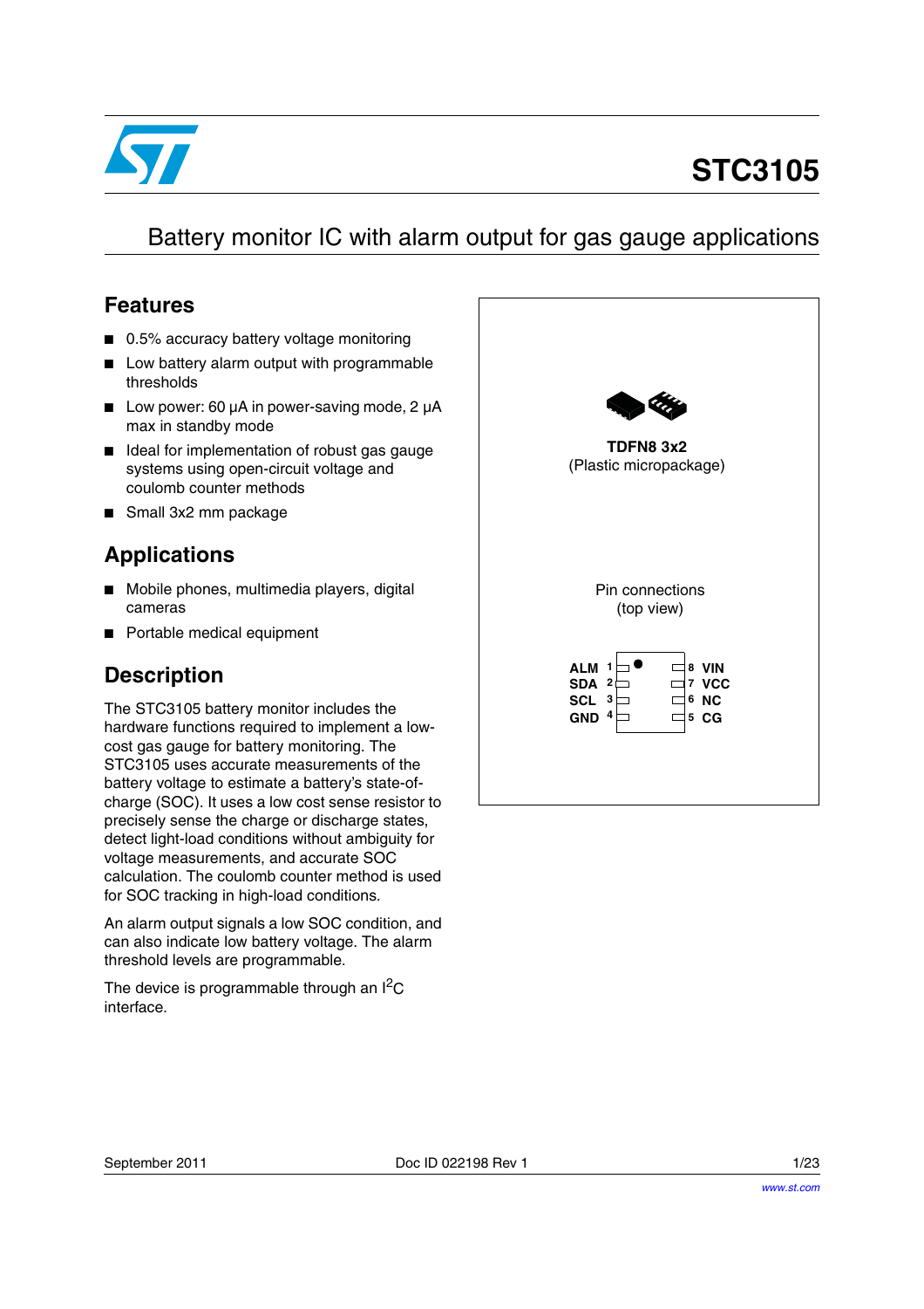# STC3105

## Battery monitor IC with alarm output for gas gauge applications

## Features

- 0.5% accuracy battery voltage monitoring
- Low battery alarm output with programmable thresholds
- Low power: 60 µA in power-saving mode, 2 µA max in standby mode
- Ideal for implementation of robust gas gauge systems using open-circuit voltage and coulomb counter methods
- Small 3x2 mm package

## Applications

- Mobile phones, multimedia players, digital cameras
- Portable medical equipment

## Description

The STC3105 battery monitor includes the hardware functions required to implement a low-cost gas gauge for battery monitoring. The STC3105 uses accurate measurements of the battery voltage to estimate a battery's state-of-charge (SOC). It uses a low cost sense resistor to precisely sense the charge or discharge states, detect light-load conditions without ambiguity for voltage measurements, and accurate SOC calculation. The coulomb counter method is used for SOC tracking in high-load conditions.

An alarm output signals a low SOC condition, and can also indicate low battery voltage. The alarm threshold levels are programmable.

The device is programmable through an $I^2C$ interface.

**TDFN8 3x2**
(Plastic micropackage)

Pin connections
(top view)

ALM 1
SDA 2
SCL 3
GND 4
8 VIN
7 VCC
6 NC
5 CG

September 2011 Doc ID 022198 Rev 1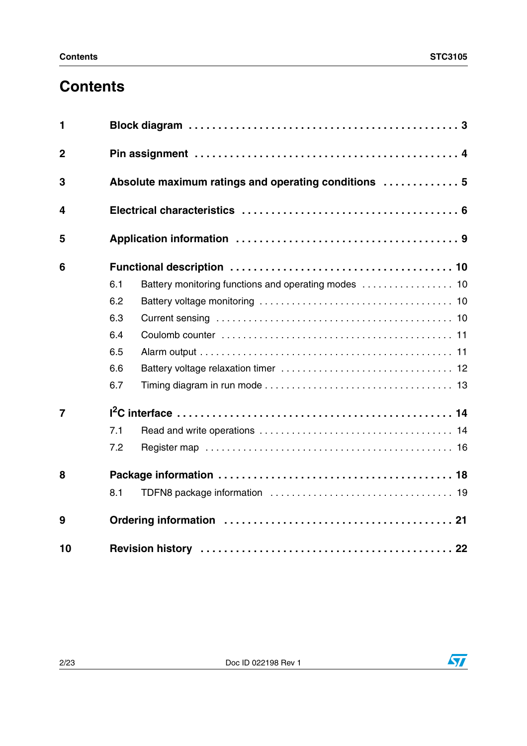# Contents

| | | |
|---|---|---|
| **1** | **Block diagram** | **3** |
| **2** | **Pin assignment** | **4** |
| **3** | **Absolute maximum ratings and operating conditions** | **5** |
| **4** | **Electrical characteristics** | **6** |
| **5** | **Application information** | **9** |
| **6** | **Functional description** | **10** |
| 6.1 | Battery monitoring functions and operating modes | 10 |
| 6.2 | Battery voltage monitoring | 10 |
| 6.3 | Current sensing | 10 |
| 6.4 | Coulomb counter | 11 |
| 6.5 | Alarm output | 11 |
| 6.6 | Battery voltage relaxation timer | 12 |
| 6.7 | Timing diagram in run mode | 13 |
| **7** | **$I^2C$ interface** | **14** |
| 7.1 | Read and write operations | 14 |
| 7.2 | Register map | 16 |
| **8** | **Package information** | **18** |
| 8.1 | TDFN8 package information | 19 |
| **9** | **Ordering information** | **21** |
| **10** | **Revision history** | **22** |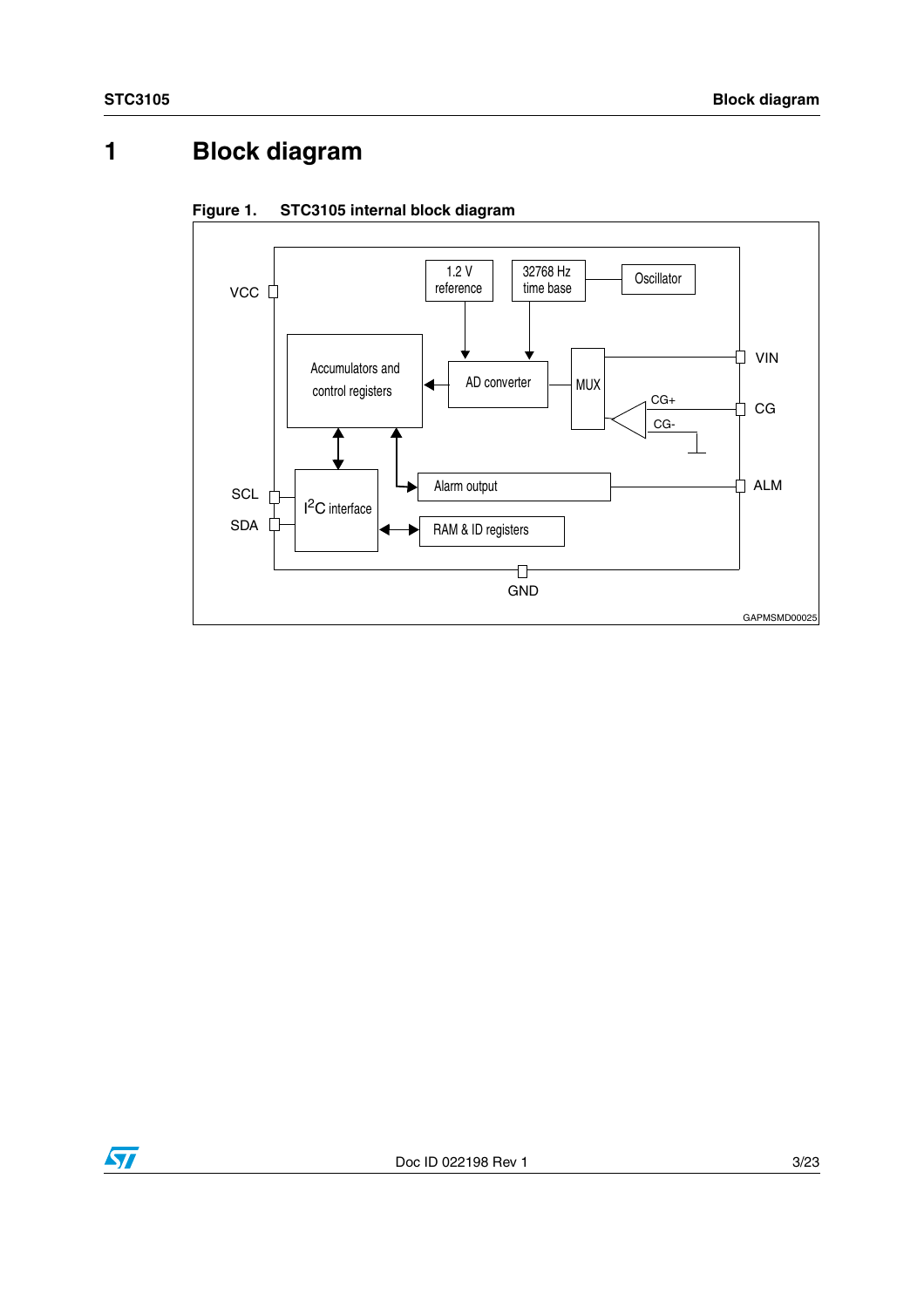# 1 Block diagram

**Figure 1. STC3105 internal block diagram**

VCC
1.2 V reference
32768 Hz time base
Oscillator
Accumulators and control registers
AD converter
MUX
VIN
CG+
CG
CG-
SCL
SDA
$I^2C$ interface
Alarm output
ALM
RAM & ID registers
GND
GAPMSMD00025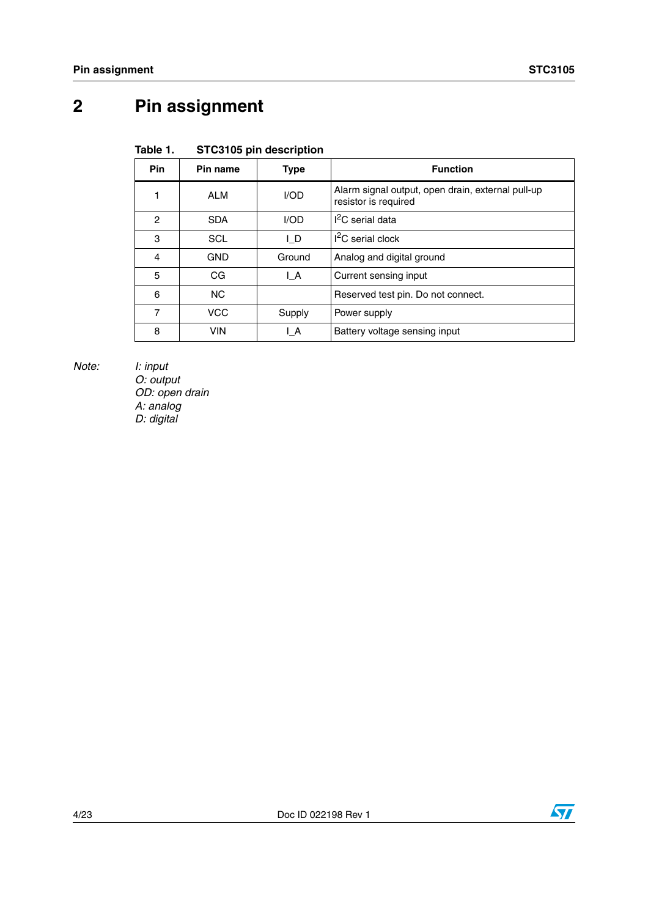# 2 Pin assignment

**Table 1. STC3105 pin description**

| Pin | Pin name | Type | Function |
|---|---|---|---|
| 1 | ALM | I/OD | Alarm signal output, open drain, external pull-up resistor is required |
| 2 | SDA | I/OD | $I^2C$ serial data |
| 3 | SCL | I_D | $I^2C$ serial clock |
| 4 | GND | Ground | Analog and digital ground |
| 5 | CG | I_A | Current sensing input |
| 6 | NC | | Reserved test pin. Do not connect. |
| 7 | VCC | Supply | Power supply |
| 8 | VIN | I_A | Battery voltage sensing input |

*Note:* *I: input*
*O: output*
*OD: open drain*
*A: analog*
*D: digital*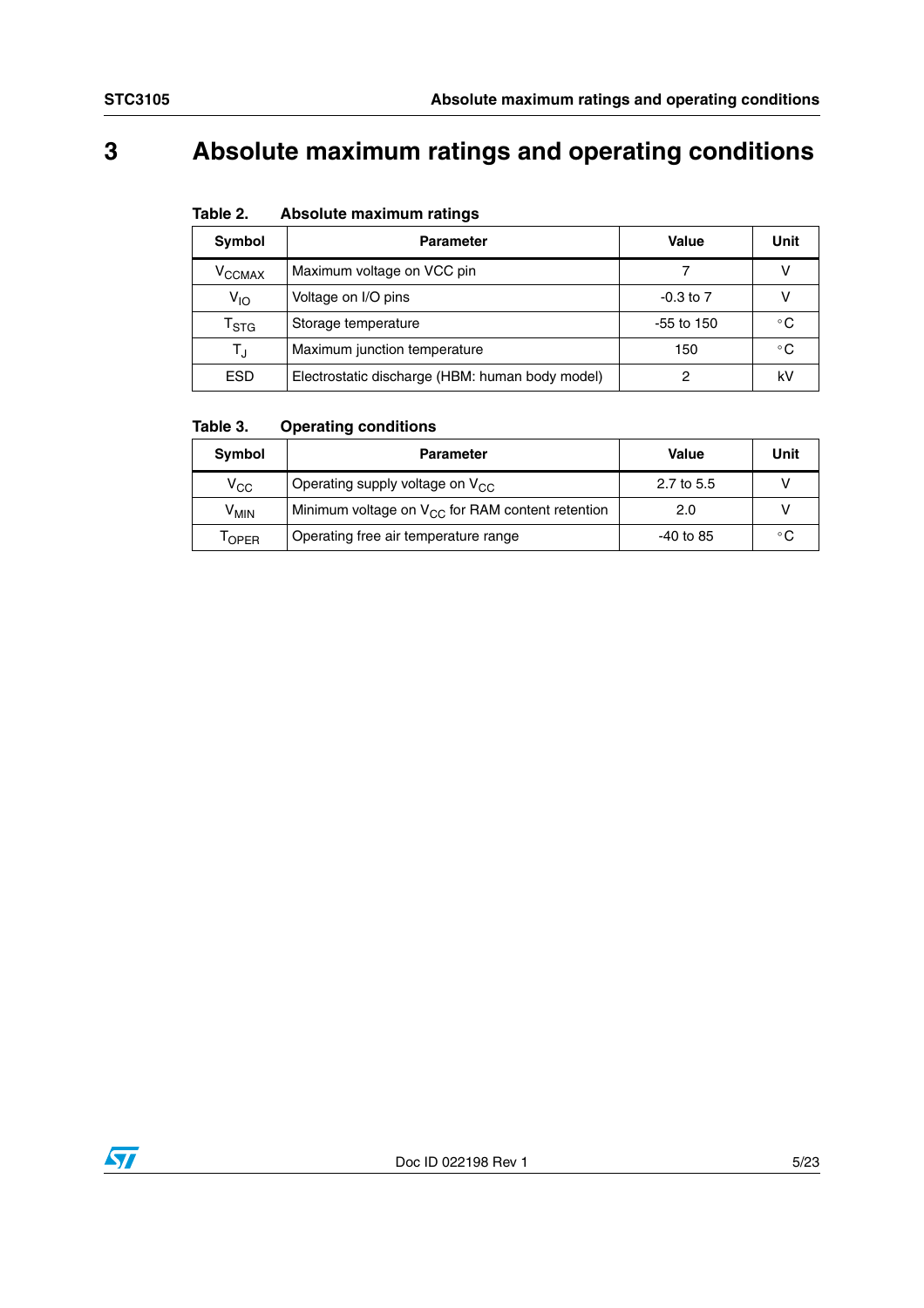# 3 Absolute maximum ratings and operating conditions

**Table 2. Absolute maximum ratings**

| Symbol | Parameter | Value | Unit |
|---|---|---|---|
| $V_{CCMAX}$ | Maximum voltage on VCC pin | 7 | V |
| $V_{IO}$ | Voltage on I/O pins | -0.3 to 7 | V |
| $T_{STG}$ | Storage temperature | -55 to 150 | °C |
| $T_J$ | Maximum junction temperature | 150 | °C |
| ESD | Electrostatic discharge (HBM: human body model) | 2 | kV |

**Table 3. Operating conditions**

| Symbol | Parameter | Value | Unit |
|---|---|---|---|
| $V_{CC}$ | Operating supply voltage on $V_{CC}$ | 2.7 to 5.5 | V |
| $V_{MIN}$ | Minimum voltage on $V_{CC}$ for RAM content retention | 2.0 | V |
| $T_{OPER}$ | Operating free air temperature range | -40 to 85 | °C |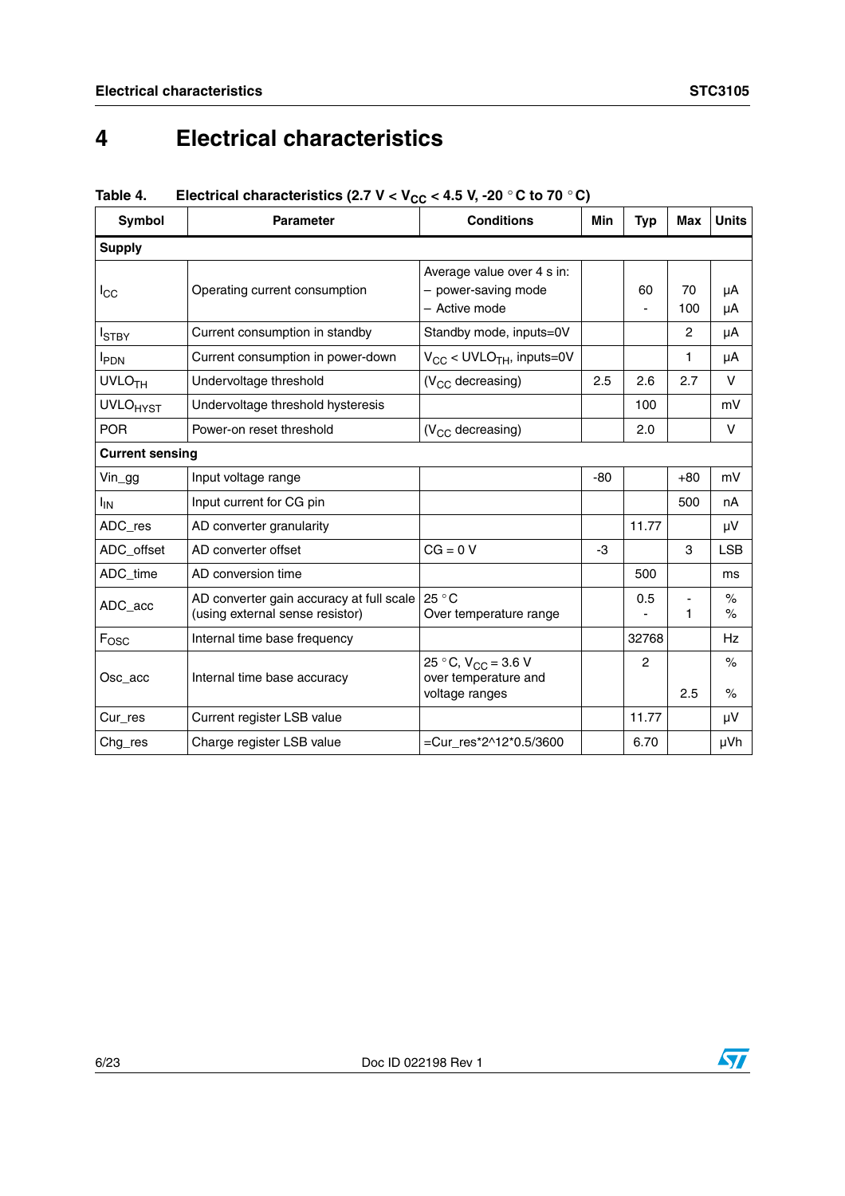# 4 Electrical characteristics

Table 4. Electrical characteristics (2.7 V < $V_{CC}$ < 4.5 V, -20 °C to 70 °C)

| Symbol | Parameter | Conditions | Min | Typ | Max | Units |
|---|---|---|---|---|---|---|
| **Supply** | | | | | | |
| $I_{CC}$ | Operating current consumption | Average value over 4 s in:<br>– power-saving mode<br>– Active mode | | 60<br>- | 70<br>100 | μA<br>μA |
| $I_{STBY}$ | Current consumption in standby | Standby mode, inputs=0V | | | 2 | μA |
| $I_{PDN}$ | Current consumption in power-down | $V_{CC}$ < $UVLO_{TH}$, inputs=0V | | | 1 | μA |
| $UVLO_{TH}$ | Undervoltage threshold | ($V_{CC}$ decreasing) | 2.5 | 2.6 | 2.7 | V |
| $UVLO_{HYST}$ | Undervoltage threshold hysteresis | | | 100 | | mV |
| POR | Power-on reset threshold | ($V_{CC}$ decreasing) | | 2.0 | | V |
| **Current sensing** | | | | | | |
| Vin_gg | Input voltage range | | -80 | | +80 | mV |
| $I_{IN}$ | Input current for CG pin | | | | 500 | nA |
| ADC_res | AD converter granularity | | | 11.77 | | μV |
| ADC_offset | AD converter offset | CG = 0 V | -3 | | 3 | LSB |
| ADC_time | AD conversion time | | | 500 | | ms |
| ADC_acc | AD converter gain accuracy at full scale (using external sense resistor) | 25 °C<br>Over temperature range | | 0.5<br>- | -<br>1 | %<br>% |
| $F_{OSC}$ | Internal time base frequency | | | 32768 | | Hz |
| Osc_acc | Internal time base accuracy | 25 °C, $V_{CC}$ = 3.6 V<br>over temperature and voltage ranges | | 2 | <br>2.5 | %<br>% |
| Cur_res | Current register LSB value | | | 11.77 | | μV |
| Chg_res | Charge register LSB value | =Cur_res*2^12*0.5/3600 | | 6.70 | | μVh |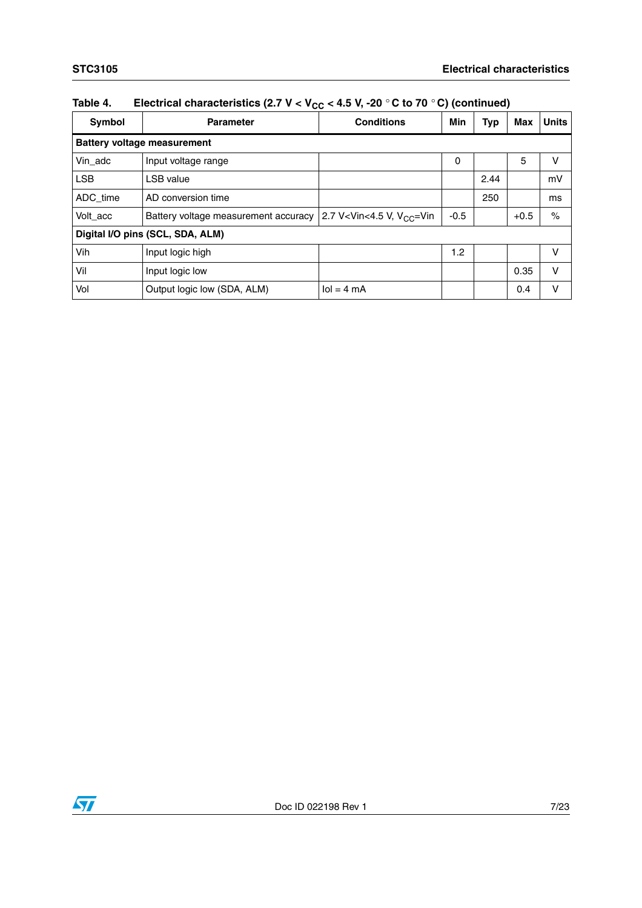**Table 4. Electrical characteristics (2.7 V < $V_{CC}$ < 4.5 V, -20 °C to 70 °C) (continued)**

| Symbol | Parameter | Conditions | Min | Typ | Max | Units |
|---|---|---|---|---|---|---|
| **Battery voltage measurement** | | | | | | |
| Vin_adc | Input voltage range | | 0 | | 5 | V |
| LSB | LSB value | | | 2.44 | | mV |
| ADC_time | AD conversion time | | | 250 | | ms |
| Volt_acc | Battery voltage measurement accuracy | 2.7 V<Vin<4.5 V, $V_{CC}$=Vin | -0.5 | | +0.5 | % |
| **Digital I/O pins (SCL, SDA, ALM)** | | | | | | |
| Vih | Input logic high | | 1.2 | | | V |
| Vil | Input logic low | | | | 0.35 | V |
| Vol | Output logic low (SDA, ALM) | Iol = 4 mA | | | 0.4 | V |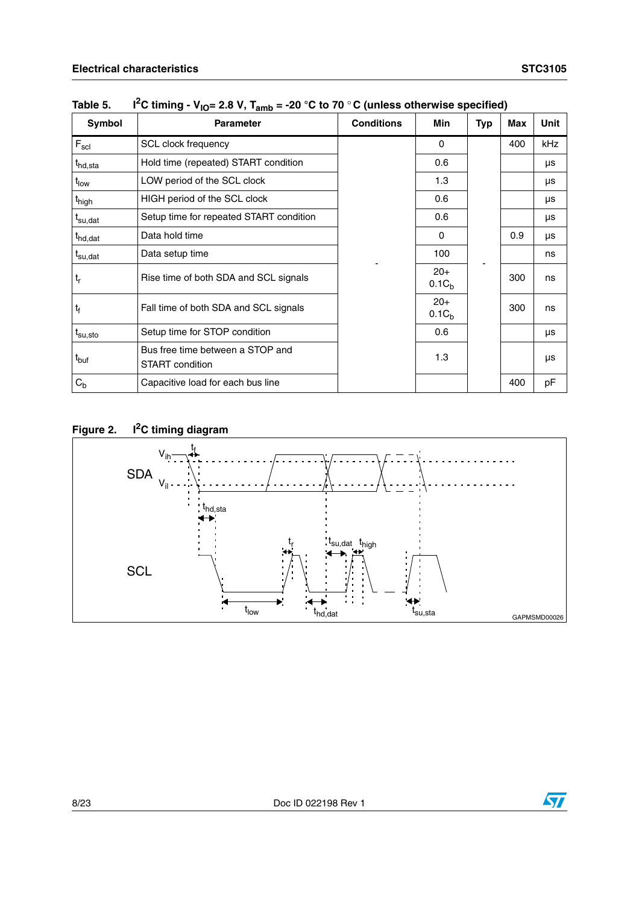Table 5. $I^2C$ timing - $V_{IO}$= 2.8 V, $T_{amb}$ = -20 °C to 70 °C (unless otherwise specified)

| Symbol | Parameter | Conditions | Min | Typ | Max | Unit |
|---|---|---|---|---|---|---|
| $F_{scl}$ | SCL clock frequency | - | 0 | - | 400 | kHz |
| $t_{hd,sta}$ | Hold time (repeated) START condition | | 0.6 | | | µs |
| $t_{low}$ | LOW period of the SCL clock | | 1.3 | | | µs |
| $t_{high}$ | HIGH period of the SCL clock | | 0.6 | | | µs |
| $t_{su,dat}$ | Setup time for repeated START condition | | 0.6 | | | µs |
| $t_{hd,dat}$ | Data hold time | | 0 | | 0.9 | µs |
| $t_{su,dat}$ | Data setup time | | 100 | | | ns |
| $t_r$ | Rise time of both SDA and SCL signals | | $20+0.1C_b$ | | 300 | ns |
| $t_f$ | Fall time of both SDA and SCL signals | | $20+0.1C_b$ | | 300 | ns |
| $t_{su,sto}$ | Setup time for STOP condition | | 0.6 | | | µs |
| $t_{buf}$ | Bus free time between a STOP and START condition | | 1.3 | | | µs |
| $C_b$ | Capacitive load for each bus line | | | | 400 | pF |

Figure 2. $I^2C$ timing diagram

SDA
$V_{ih}$
$V_{il}$
$t_f$
$t_{hd,sta}$
SCL
$t_r$
$t_{su,dat}$
$t_{high}$
$t_{low}$
$t_{hd,dat}$
$t_{su,sta}$
GAPMSMD00026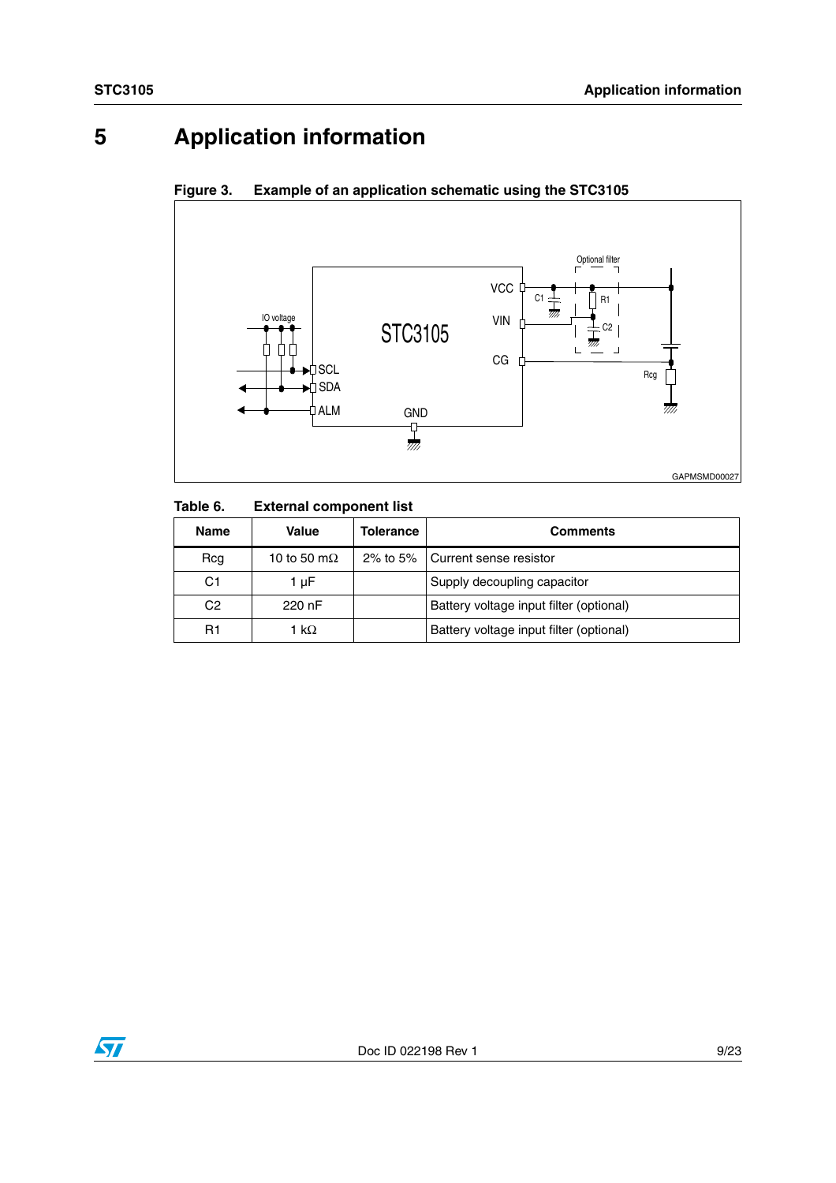# 5 Application information

**Figure 3. Example of an application schematic using the STC3105**

Optional filter

VCC

VIN

CG

C1

R1

C2

Rcg

IO voltage

STC3105

SCL

SDA

ALM

GND

GAPMSMD00027

**Table 6. External component list**

| Name | Value | Tolerance | Comments |
|---|---|---|---|
| Rcg | 10 to 50 mΩ | 2% to 5% | Current sense resistor |
| C1 | 1 µF | | Supply decoupling capacitor |
| C2 | 220 nF | | Battery voltage input filter (optional) |
| R1 | 1 kΩ | | Battery voltage input filter (optional) |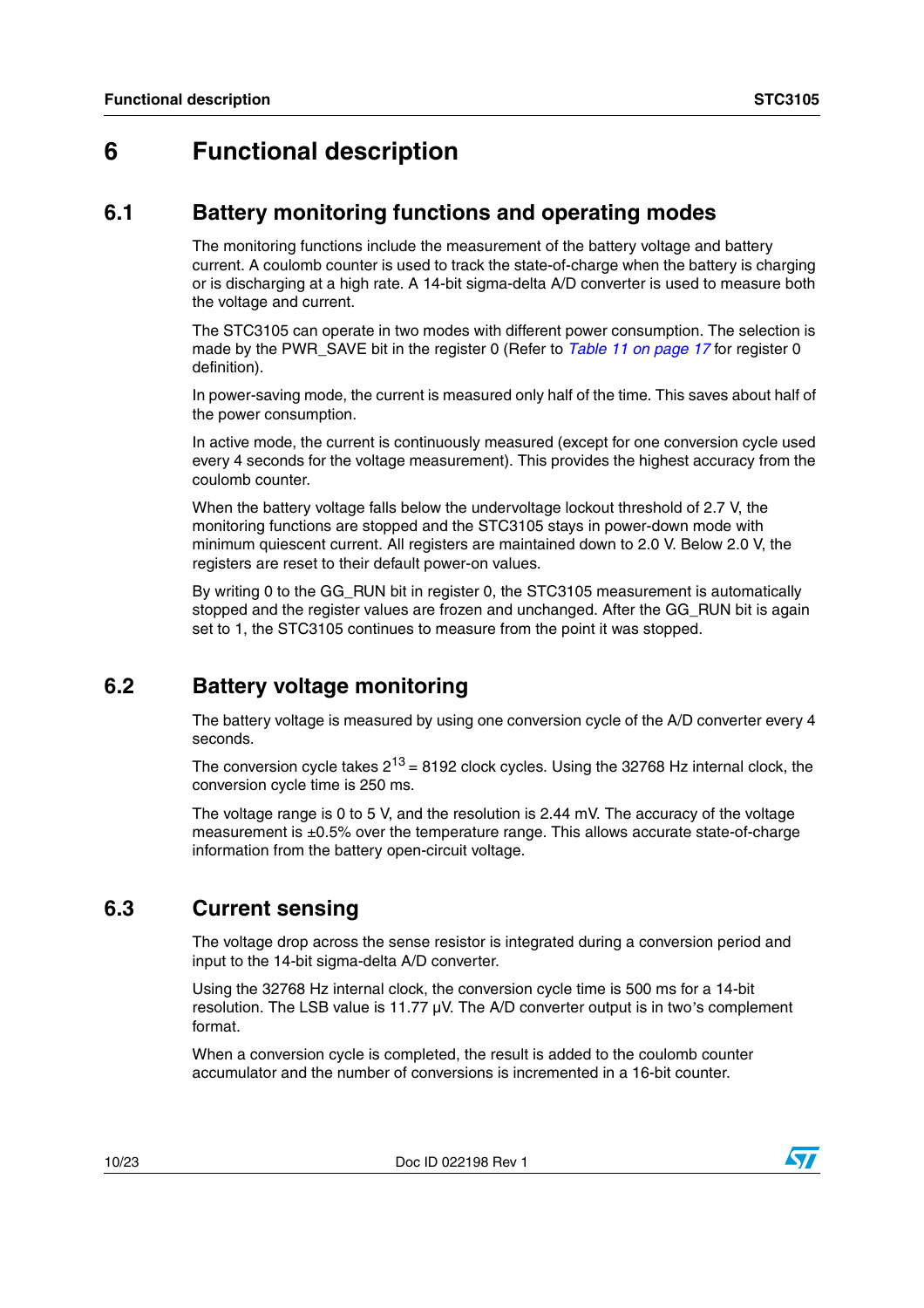# 6 Functional description

## 6.1 Battery monitoring functions and operating modes

The monitoring functions include the measurement of the battery voltage and battery current. A coulomb counter is used to track the state-of-charge when the battery is charging or is discharging at a high rate. A 14-bit sigma-delta A/D converter is used to measure both the voltage and current.

The STC3105 can operate in two modes with different power consumption. The selection is made by the PWR_SAVE bit in the register 0 (Refer to *Table 11 on page 17* for register 0 definition).

In power-saving mode, the current is measured only half of the time. This saves about half of the power consumption.

In active mode, the current is continuously measured (except for one conversion cycle used every 4 seconds for the voltage measurement). This provides the highest accuracy from the coulomb counter.

When the battery voltage falls below the undervoltage lockout threshold of 2.7 V, the monitoring functions are stopped and the STC3105 stays in power-down mode with minimum quiescent current. All registers are maintained down to 2.0 V. Below 2.0 V, the registers are reset to their default power-on values.

By writing 0 to the GG_RUN bit in register 0, the STC3105 measurement is automatically stopped and the register values are frozen and unchanged. After the GG_RUN bit is again set to 1, the STC3105 continues to measure from the point it was stopped.

## 6.2 Battery voltage monitoring

The battery voltage is measured by using one conversion cycle of the A/D converter every 4 seconds.

The conversion cycle takes $2^{13}$ = 8192 clock cycles. Using the 32768 Hz internal clock, the conversion cycle time is 250 ms.

The voltage range is 0 to 5 V, and the resolution is 2.44 mV. The accuracy of the voltage measurement is ±0.5% over the temperature range. This allows accurate state-of-charge information from the battery open-circuit voltage.

## 6.3 Current sensing

The voltage drop across the sense resistor is integrated during a conversion period and input to the 14-bit sigma-delta A/D converter.

Using the 32768 Hz internal clock, the conversion cycle time is 500 ms for a 14-bit resolution. The LSB value is 11.77 µV. The A/D converter output is in two's complement format.

When a conversion cycle is completed, the result is added to the coulomb counter accumulator and the number of conversions is incremented in a 16-bit counter.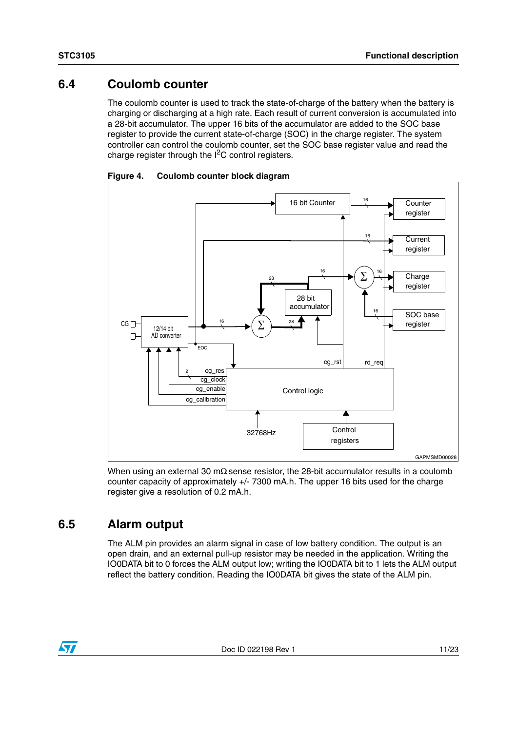## 6.4 Coulomb counter

The coulomb counter is used to track the state-of-charge of the battery when the battery is charging or discharging at a high rate. Each result of current conversion is accumulated into a 28-bit accumulator. The upper 16 bits of the accumulator are added to the SOC base register to provide the current state-of-charge (SOC) in the charge register. The system controller can control the coulomb counter, set the SOC base register value and read the charge register through the I$^2$C control registers.

**Figure 4. Coulomb counter block diagram**

16 bit Counter
Counter register
Current register
Charge register
SOC base register
28 bit accumulator
Σ
Σ
16
16
16
16
16
16
28
28
CG
12/14 bit AD converter
EOC
cg_rst
rd_req
2
cg_res
cg_clock
cg_enable
cg_calibration
Control logic
32768Hz
Control registers
GAPMSMD00028

When using an external 30 mΩ sense resistor, the 28-bit accumulator results in a coulomb counter capacity of approximately +/- 7300 mA.h. The upper 16 bits used for the charge register give a resolution of 0.2 mA.h.

## 6.5 Alarm output

The ALM pin provides an alarm signal in case of low battery condition. The output is an open drain, and an external pull-up resistor may be needed in the application. Writing the IO0DATA bit to 0 forces the ALM output low; writing the IO0DATA bit to 1 lets the ALM output reflect the battery condition. Reading the IO0DATA bit gives the state of the ALM pin.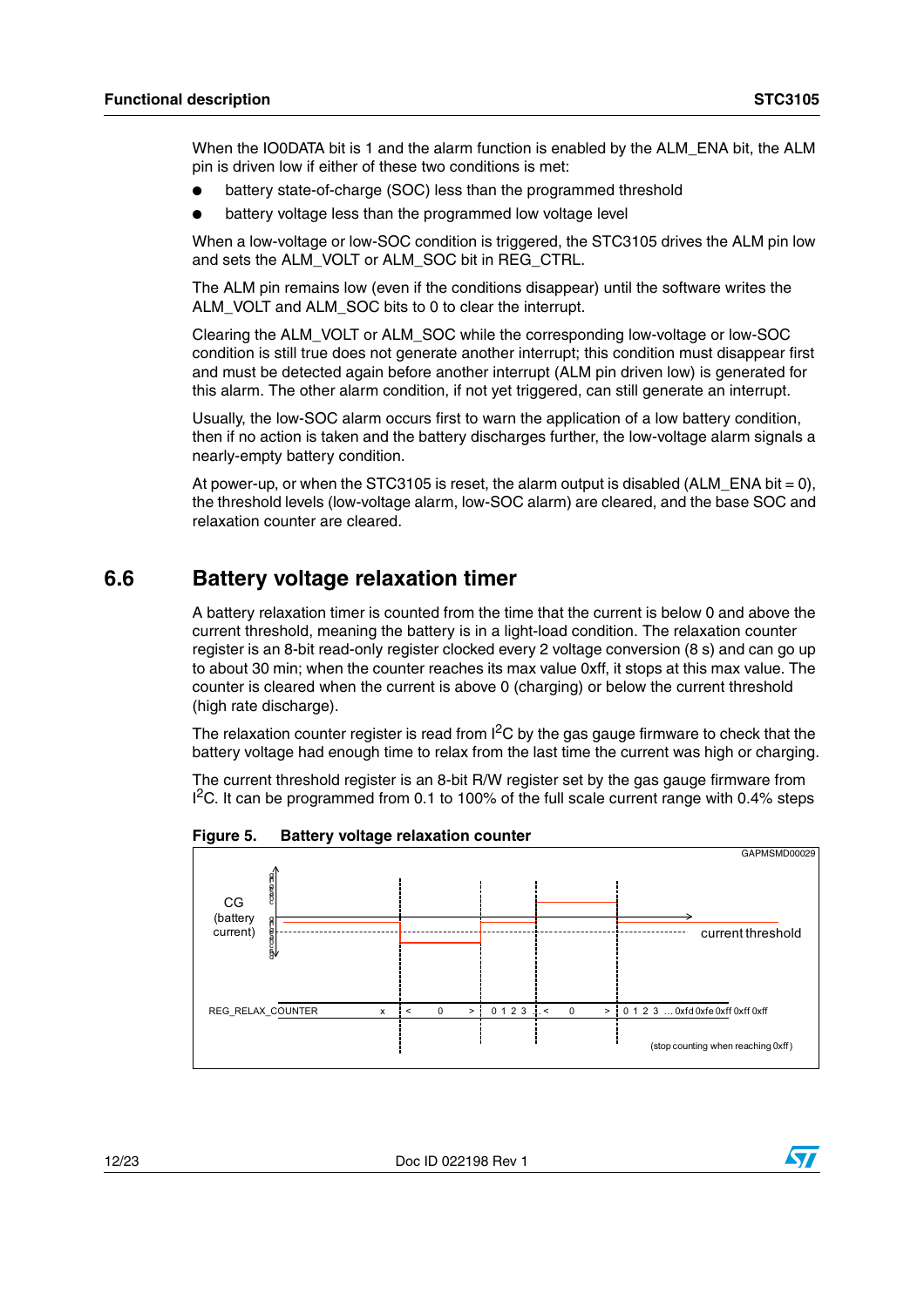When the IO0DATA bit is 1 and the alarm function is enabled by the ALM_ENA bit, the ALM pin is driven low if either of these two conditions is met:

- battery state-of-charge (SOC) less than the programmed threshold
- battery voltage less than the programmed low voltage level

When a low-voltage or low-SOC condition is triggered, the STC3105 drives the ALM pin low and sets the ALM_VOLT or ALM_SOC bit in REG_CTRL.

The ALM pin remains low (even if the conditions disappear) until the software writes the ALM_VOLT and ALM_SOC bits to 0 to clear the interrupt.

Clearing the ALM_VOLT or ALM_SOC while the corresponding low-voltage or low-SOC condition is still true does not generate another interrupt; this condition must disappear first and must be detected again before another interrupt (ALM pin driven low) is generated for this alarm. The other alarm condition, if not yet triggered, can still generate an interrupt.

Usually, the low-SOC alarm occurs first to warn the application of a low battery condition, then if no action is taken and the battery discharges further, the low-voltage alarm signals a nearly-empty battery condition.

At power-up, or when the STC3105 is reset, the alarm output is disabled (ALM_ENA bit = 0), the threshold levels (low-voltage alarm, low-SOC alarm) are cleared, and the base SOC and relaxation counter are cleared.

## 6.6 Battery voltage relaxation timer

A battery relaxation timer is counted from the time that the current is below 0 and above the current threshold, meaning the battery is in a light-load condition. The relaxation counter register is an 8-bit read-only register clocked every 2 voltage conversion (8 s) and can go up to about 30 min; when the counter reaches its max value 0xff, it stops at this max value. The counter is cleared when the current is above 0 (charging) or below the current threshold (high rate discharge).

The relaxation counter register is read from I²C by the gas gauge firmware to check that the battery voltage had enough time to relax from the last time the current was high or charging.

The current threshold register is an 8-bit R/W register set by the gas gauge firmware from I²C. It can be programmed from 0.1 to 100% of the full scale current range with 0.4% steps

**Figure 5. Battery voltage relaxation counter**

GAPMSMD00029

CG (battery current)

current threshold

REG_RELAX_COUNTER x < 0 > 0 1 2 3 < 0 > 0 1 2 3 ... 0xfd 0xfe 0xff 0xff 0xff

(stop counting when reaching 0xff)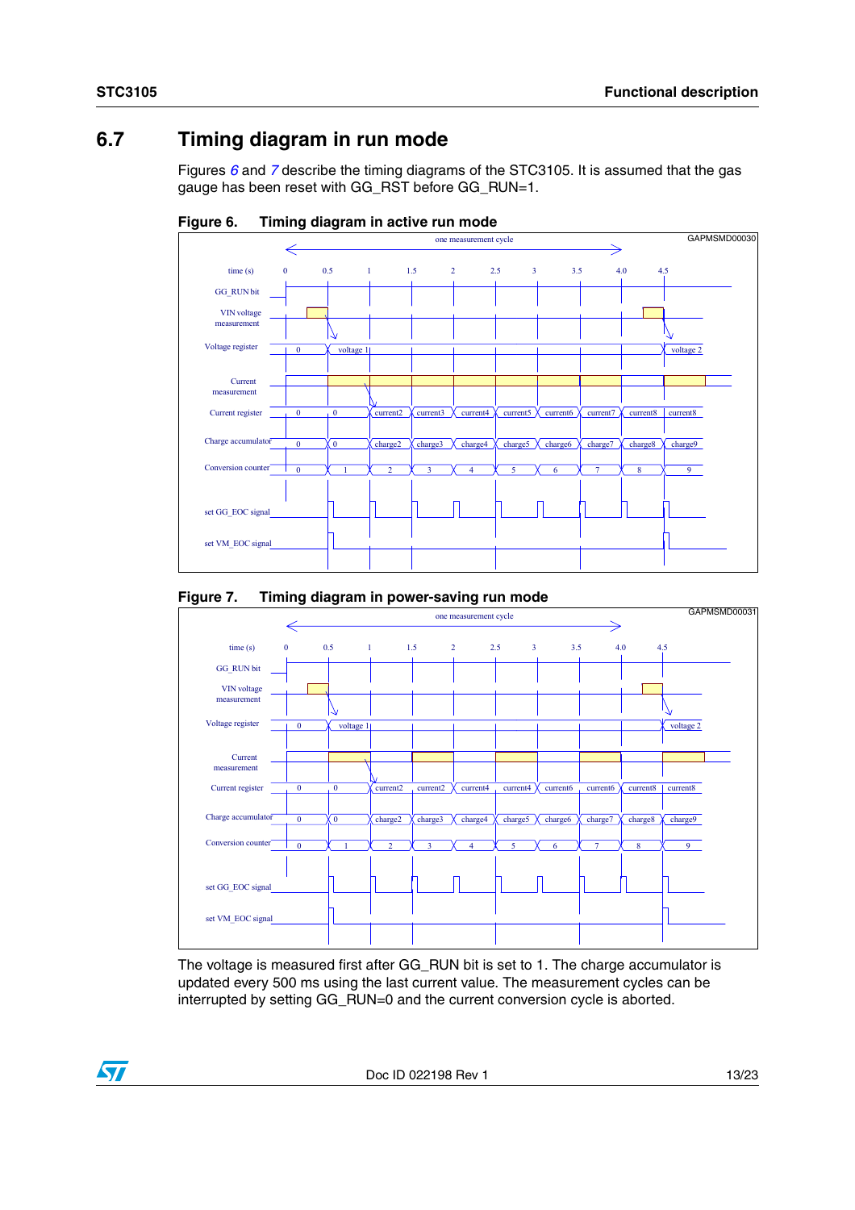## 6.7 Timing diagram in run mode

Figures *6* and *7* describe the timing diagrams of the STC3105. It is assumed that the gas gauge has been reset with GG_RST before GG_RUN=1.

**Figure 6. Timing diagram in active run mode**

**Figure 7. Timing diagram in power-saving run mode**

The voltage is measured first after GG_RUN bit is set to 1. The charge accumulator is updated every 500 ms using the last current value. The measurement cycles can be interrupted by setting GG_RUN=0 and the current conversion cycle is aborted.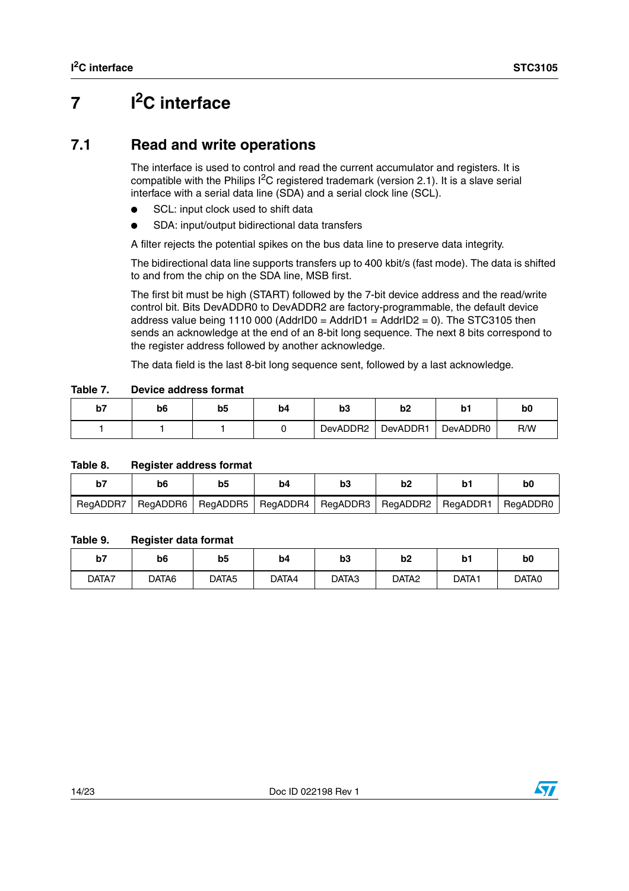# 7 $I^2C$ interface

## 7.1 Read and write operations

The interface is used to control and read the current accumulator and registers. It is compatible with the Philips $I^2C$ registered trademark (version 2.1). It is a slave serial interface with a serial data line (SDA) and a serial clock line (SCL).

- SCL: input clock used to shift data
- SDA: input/output bidirectional data transfers

A filter rejects the potential spikes on the bus data line to preserve data integrity.

The bidirectional data line supports transfers up to 400 kbit/s (fast mode). The data is shifted to and from the chip on the SDA line, MSB first.

The first bit must be high (START) followed by the 7-bit device address and the read/write control bit. Bits DevADDR0 to DevADDR2 are factory-programmable, the default device address value being 1110 000 (AddrID0 = AddrID1 = AddrID2 = 0). The STC3105 then sends an acknowledge at the end of an 8-bit long sequence. The next 8 bits correspond to the register address followed by another acknowledge.

The data field is the last 8-bit long sequence sent, followed by a last acknowledge.

**Table 7. Device address format**

| b7 | b6 | b5 | b4 | b3 | b2 | b1 | b0 |
|---|---|---|---|---|---|---|---|
| 1 | 1 | 1 | 0 | DevADDR2 | DevADDR1 | DevADDR0 | R/W |

**Table 8. Register address format**

| b7 | b6 | b5 | b4 | b3 | b2 | b1 | b0 |
|---|---|---|---|---|---|---|---|
| RegADDR7 | RegADDR6 | RegADDR5 | RegADDR4 | RegADDR3 | RegADDR2 | RegADDR1 | RegADDR0 |

**Table 9. Register data format**

| b7 | b6 | b5 | b4 | b3 | b2 | b1 | b0 |
|---|---|---|---|---|---|---|---|
| DATA7 | DATA6 | DATA5 | DATA4 | DATA3 | DATA2 | DATA1 | DATA0 |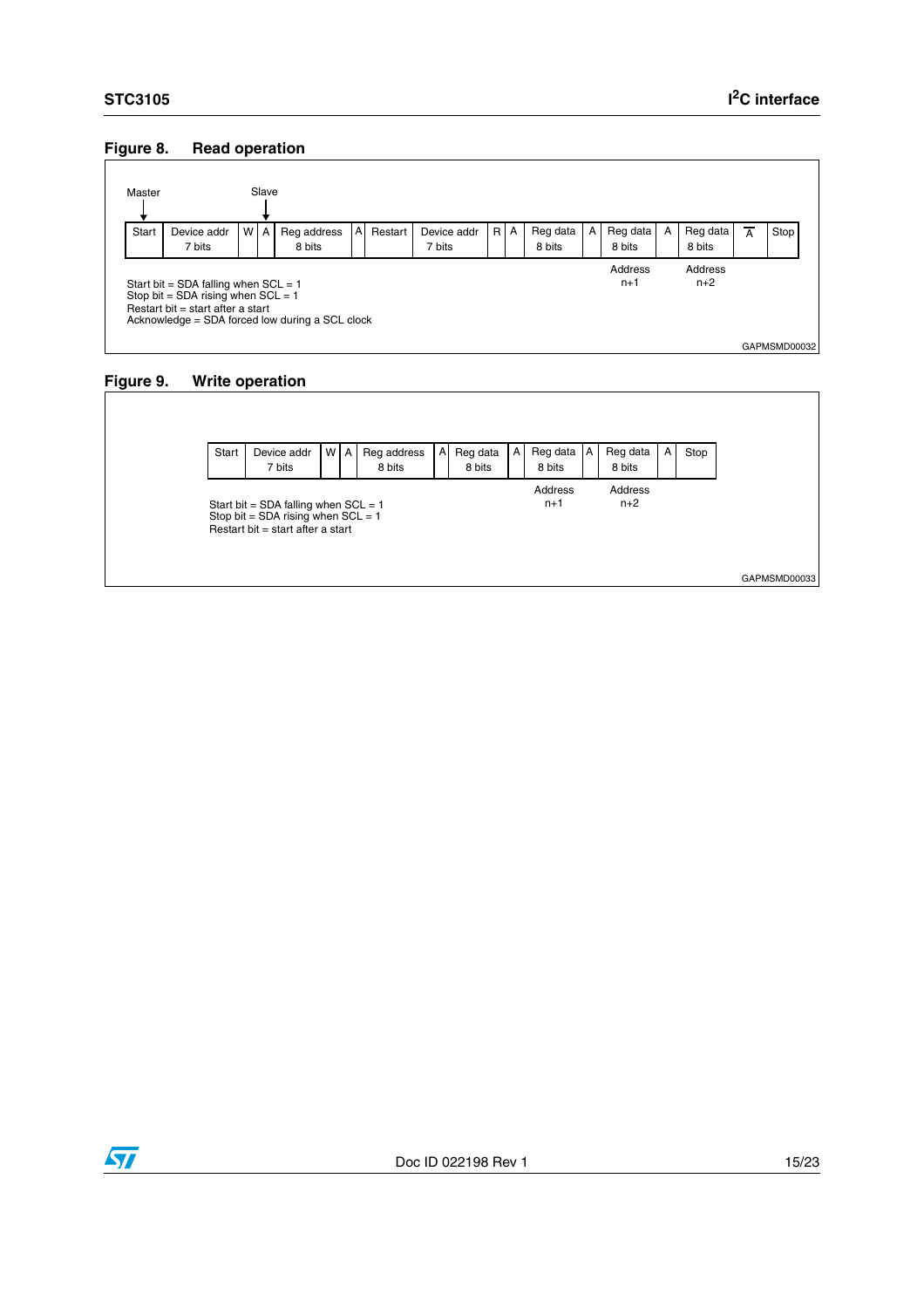**Figure 8. Read operation**

Master

Slave

| Start | Device addr 7 bits | W | A | Reg address 8 bits | A | Restart | Device addr 7 bits | R | A | Reg data 8 bits | A | Reg data 8 bits | A | Reg data 8 bits | $\overline{A}$ | Stop |
|---|---|---|---|---|---|---|---|---|---|---|---|---|---|---|---|---|
| | | | | | | | | | | | | Address n+1 | | Address n+2 | | |

Start bit = SDA falling when SCL = 1
Stop bit = SDA rising when SCL = 1
Restart bit = start after a start
Acknowledge = SDA forced low during a SCL clock

GAPMSMD00032

**Figure 9. Write operation**

| Start | Device addr 7 bits | W | A | Reg address 8 bits | A | Reg data 8 bits | A | Reg data 8 bits | A | Reg data 8 bits | A | Stop |
|---|---|---|---|---|---|---|---|---|---|---|---|---|
| | | | | | | | | Address n+1 | | Address n+2 | | |

Start bit = SDA falling when SCL = 1
Stop bit = SDA rising when SCL = 1
Restart bit = start after a start

GAPMSMD00033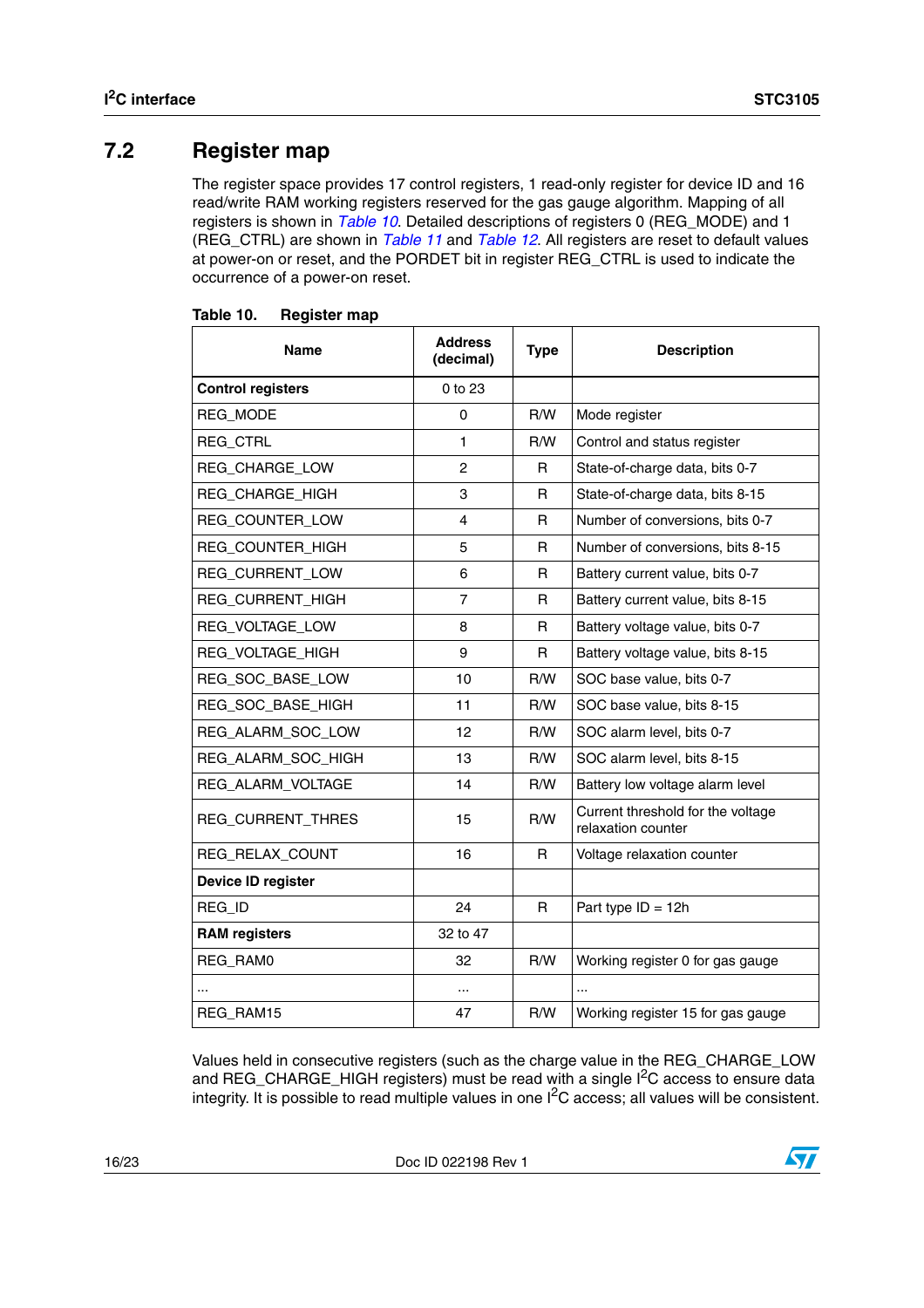## 7.2 Register map

The register space provides 17 control registers, 1 read-only register for device ID and 16 read/write RAM working registers reserved for the gas gauge algorithm. Mapping of all registers is shown in *Table 10*. Detailed descriptions of registers 0 (REG_MODE) and 1 (REG_CTRL) are shown in *Table 11* and *Table 12*. All registers are reset to default values at power-on or reset, and the PORDET bit in register REG_CTRL is used to indicate the occurrence of a power-on reset.

**Table 10. Register map**

| Name | Address (decimal) | Type | Description |
|---|---|---|---|
| **Control registers** | 0 to 23 | | |
| REG_MODE | 0 | R/W | Mode register |
| REG_CTRL | 1 | R/W | Control and status register |
| REG_CHARGE_LOW | 2 | R | State-of-charge data, bits 0-7 |
| REG_CHARGE_HIGH | 3 | R | State-of-charge data, bits 8-15 |
| REG_COUNTER_LOW | 4 | R | Number of conversions, bits 0-7 |
| REG_COUNTER_HIGH | 5 | R | Number of conversions, bits 8-15 |
| REG_CURRENT_LOW | 6 | R | Battery current value, bits 0-7 |
| REG_CURRENT_HIGH | 7 | R | Battery current value, bits 8-15 |
| REG_VOLTAGE_LOW | 8 | R | Battery voltage value, bits 0-7 |
| REG_VOLTAGE_HIGH | 9 | R | Battery voltage value, bits 8-15 |
| REG_SOC_BASE_LOW | 10 | R/W | SOC base value, bits 0-7 |
| REG_SOC_BASE_HIGH | 11 | R/W | SOC base value, bits 8-15 |
| REG_ALARM_SOC_LOW | 12 | R/W | SOC alarm level, bits 0-7 |
| REG_ALARM_SOC_HIGH | 13 | R/W | SOC alarm level, bits 8-15 |
| REG_ALARM_VOLTAGE | 14 | R/W | Battery low voltage alarm level |
| REG_CURRENT_THRES | 15 | R/W | Current threshold for the voltage relaxation counter |
| REG_RELAX_COUNT | 16 | R | Voltage relaxation counter |
| **Device ID register** | | | |
| REG_ID | 24 | R | Part type ID = 12h |
| **RAM registers** | 32 to 47 | | |
| REG_RAM0 | 32 | R/W | Working register 0 for gas gauge |
| ... | ... | | ... |
| REG_RAM15 | 47 | R/W | Working register 15 for gas gauge |

Values held in consecutive registers (such as the charge value in the REG_CHARGE_LOW and REG_CHARGE_HIGH registers) must be read with a single $I^2C$ access to ensure data integrity. It is possible to read multiple values in one $I^2C$ access; all values will be consistent.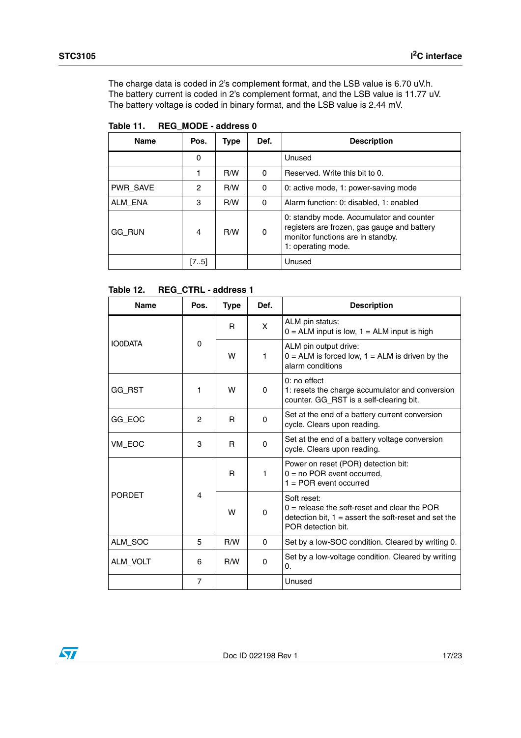The charge data is coded in 2's complement format, and the LSB value is 6.70 uV.h.
The battery current is coded in 2's complement format, and the LSB value is 11.77 uV.
The battery voltage is coded in binary format, and the LSB value is 2.44 mV.

**Table 11. REG_MODE - address 0**

| Name | Pos. | Type | Def. | Description |
|---|---|---|---|---|
| | 0 | | | Unused |
| | 1 | R/W | 0 | Reserved. Write this bit to 0. |
| PWR_SAVE | 2 | R/W | 0 | 0: active mode, 1: power-saving mode |
| ALM_ENA | 3 | R/W | 0 | Alarm function: 0: disabled, 1: enabled |
| GG_RUN | 4 | R/W | 0 | 0: standby mode. Accumulator and counter registers are frozen, gas gauge and battery monitor functions are in standby.<br>1: operating mode. |
| | [7..5] | | | Unused |

**Table 12. REG_CTRL - address 1**

| Name | Pos. | Type | Def. | Description |
|---|---|---|---|---|
| IO0DATA | 0 | R | X | ALM pin status:<br>0 = ALM input is low, 1 = ALM input is high |
| | | W | 1 | ALM pin output drive:<br>0 = ALM is forced low, 1 = ALM is driven by the alarm conditions |
| GG_RST | 1 | W | 0 | 0: no effect<br>1: resets the charge accumulator and conversion counter. GG_RST is a self-clearing bit. |
| GG_EOC | 2 | R | 0 | Set at the end of a battery current conversion cycle. Clears upon reading. |
| VM_EOC | 3 | R | 0 | Set at the end of a battery voltage conversion cycle. Clears upon reading. |
| PORDET | 4 | R | 1 | Power on reset (POR) detection bit:<br>0 = no POR event occurred,<br>1 = POR event occurred |
| | | W | 0 | Soft reset:<br>0 = release the soft-reset and clear the POR detection bit, 1 = assert the soft-reset and set the POR detection bit. |
| ALM_SOC | 5 | R/W | 0 | Set by a low-SOC condition. Cleared by writing 0. |
| ALM_VOLT | 6 | R/W | 0 | Set by a low-voltage condition. Cleared by writing 0. |
| | 7 | | | Unused |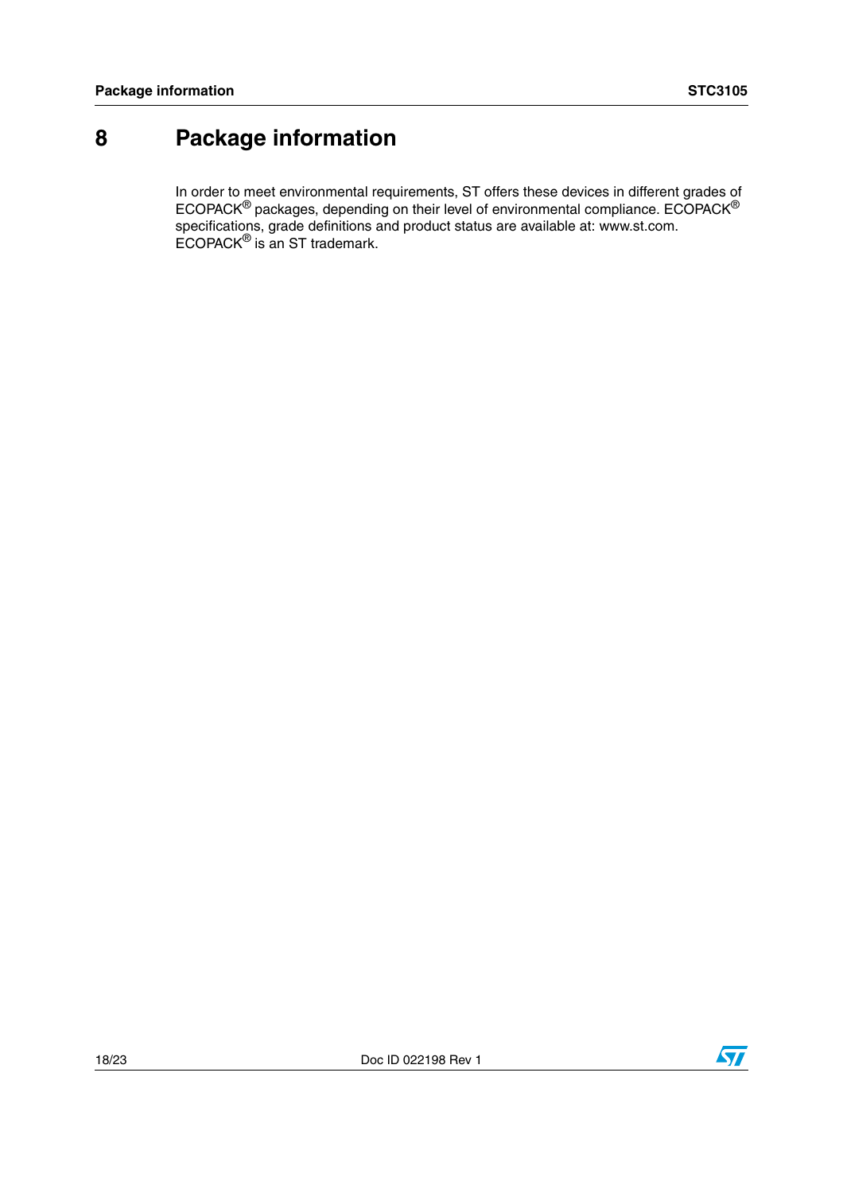# 8 Package information

In order to meet environmental requirements, ST offers these devices in different grades of ECOPACK® packages, depending on their level of environmental compliance. ECOPACK® specifications, grade definitions and product status are available at: www.st.com. ECOPACK® is an ST trademark.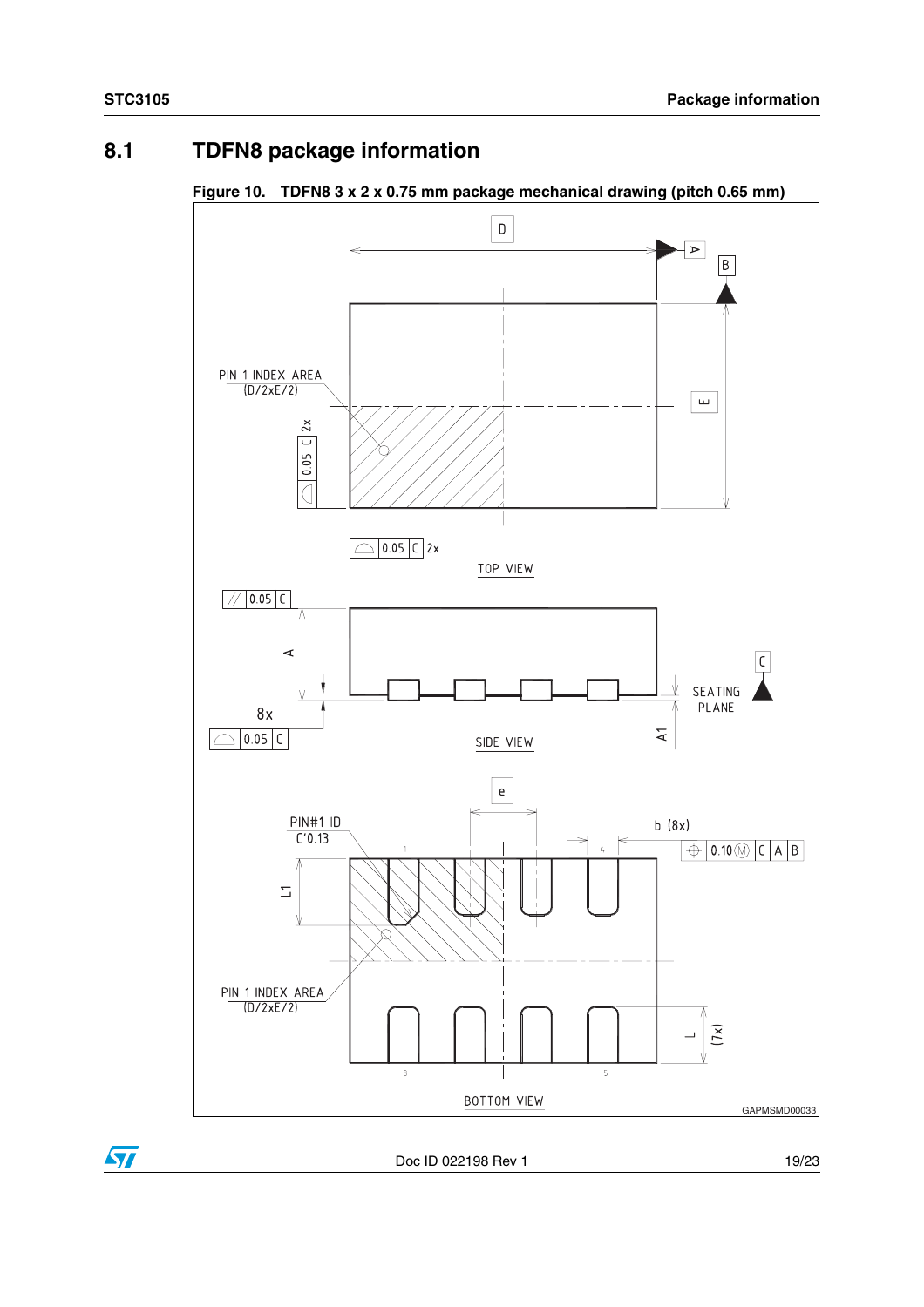## 8.1 TDFN8 package information

**Figure 10. TDFN8 3 x 2 x 0.75 mm package mechanical drawing (pitch 0.65 mm)**

D
A
B
E
PIN 1 INDEX AREA
(D/2xE/2)
0.05 C 2x
0.05 C 2x
TOP VIEW

0.05 C
A
8x
0.05 C
C
SEATING PLANE
A1
SIDE VIEW

e
PIN#1 ID
C'0.13
b (8x)
0.10 Ⓜ C A B
1
4
L1
PIN 1 INDEX AREA
(D/2xE/2)
L (7x)
8
5
BOTTOM VIEW

GAPMSMD00033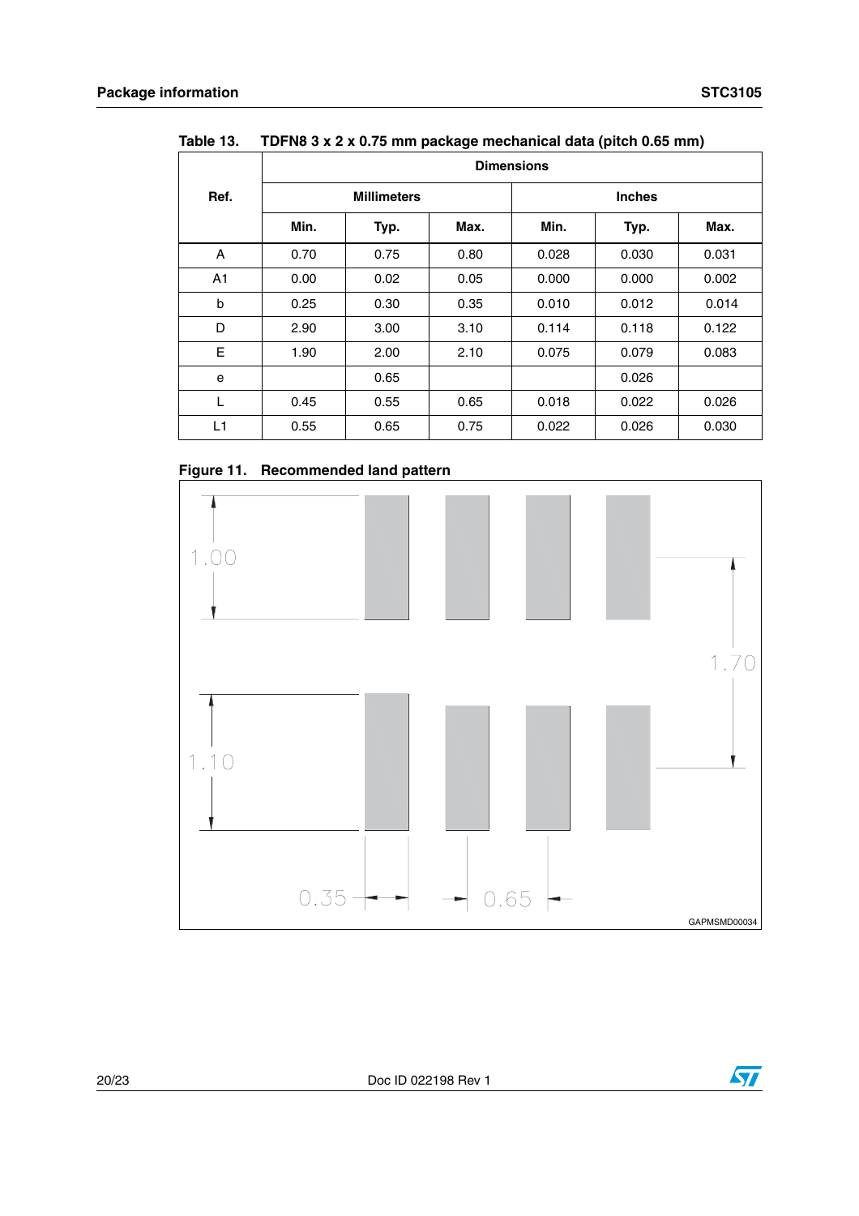Table 13. TDFN8 3 x 2 x 0.75 mm package mechanical data (pitch 0.65 mm)

| Ref. | Dimensions | | | | | |
|---|---|---|---|---|---|---|
| | Millimeters | | | Inches | | |
| | Min. | Typ. | Max. | Min. | Typ. | Max. |
| A | 0.70 | 0.75 | 0.80 | 0.028 | 0.030 | 0.031 |
| A1 | 0.00 | 0.02 | 0.05 | 0.000 | 0.000 | 0.002 |
| b | 0.25 | 0.30 | 0.35 | 0.010 | 0.012 | 0.014 |
| D | 2.90 | 3.00 | 3.10 | 0.114 | 0.118 | 0.122 |
| E | 1.90 | 2.00 | 2.10 | 0.075 | 0.079 | 0.083 |
| e | | 0.65 | | | 0.026 | |
| L | 0.45 | 0.55 | 0.65 | 0.018 | 0.022 | 0.026 |
| L1 | 0.55 | 0.65 | 0.75 | 0.022 | 0.026 | 0.030 |

Figure 11. Recommended land pattern

1.00

1.70

1.10

0.35

0.65

GAPMSMD00034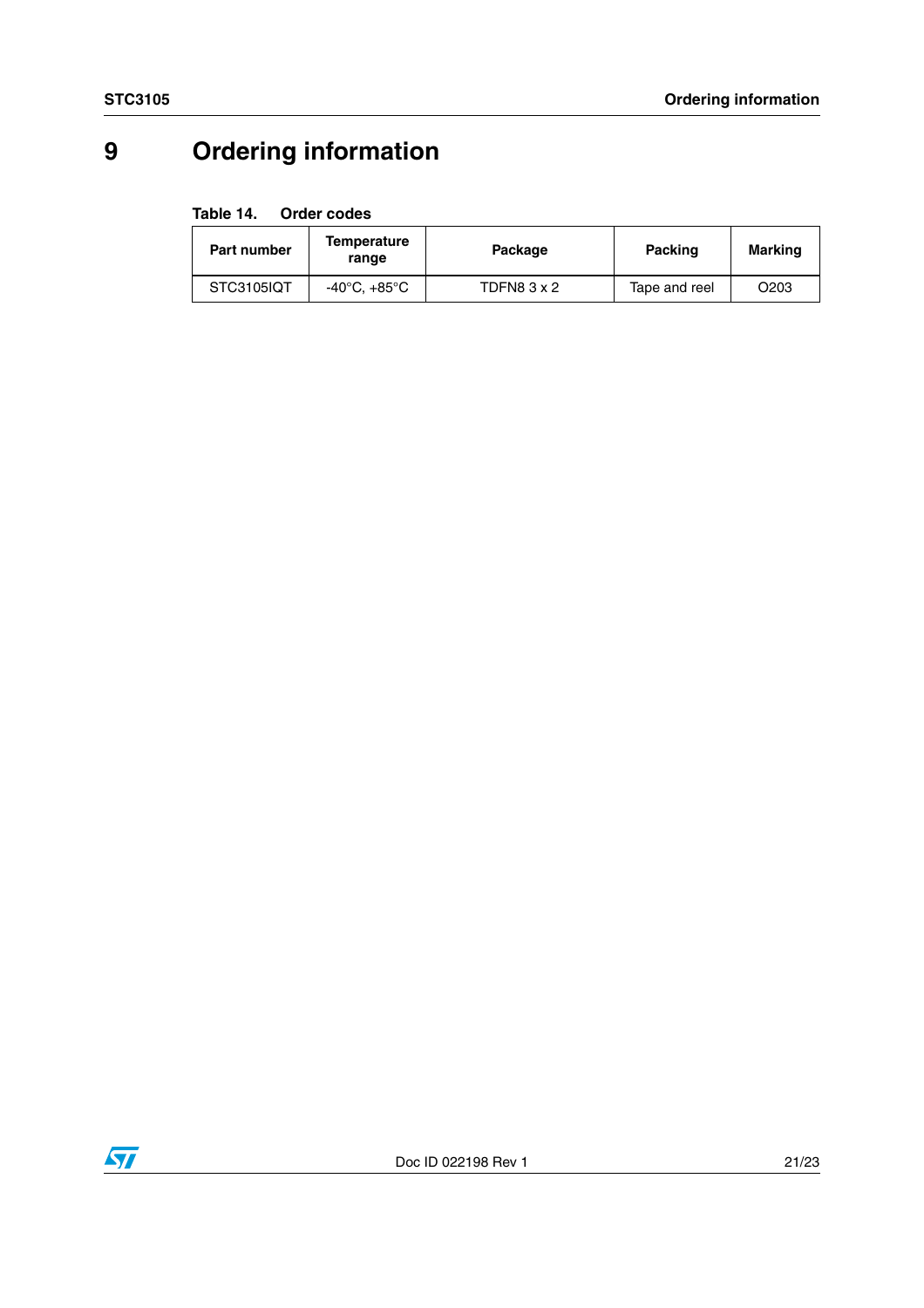# 9 Ordering information

**Table 14. Order codes**

| Part number | Temperature range | Package | Packing | Marking |
|---|---|---|---|---|
| STC3105IQT | -40°C, +85°C | TDFN8 3 x 2 | Tape and reel | O203 |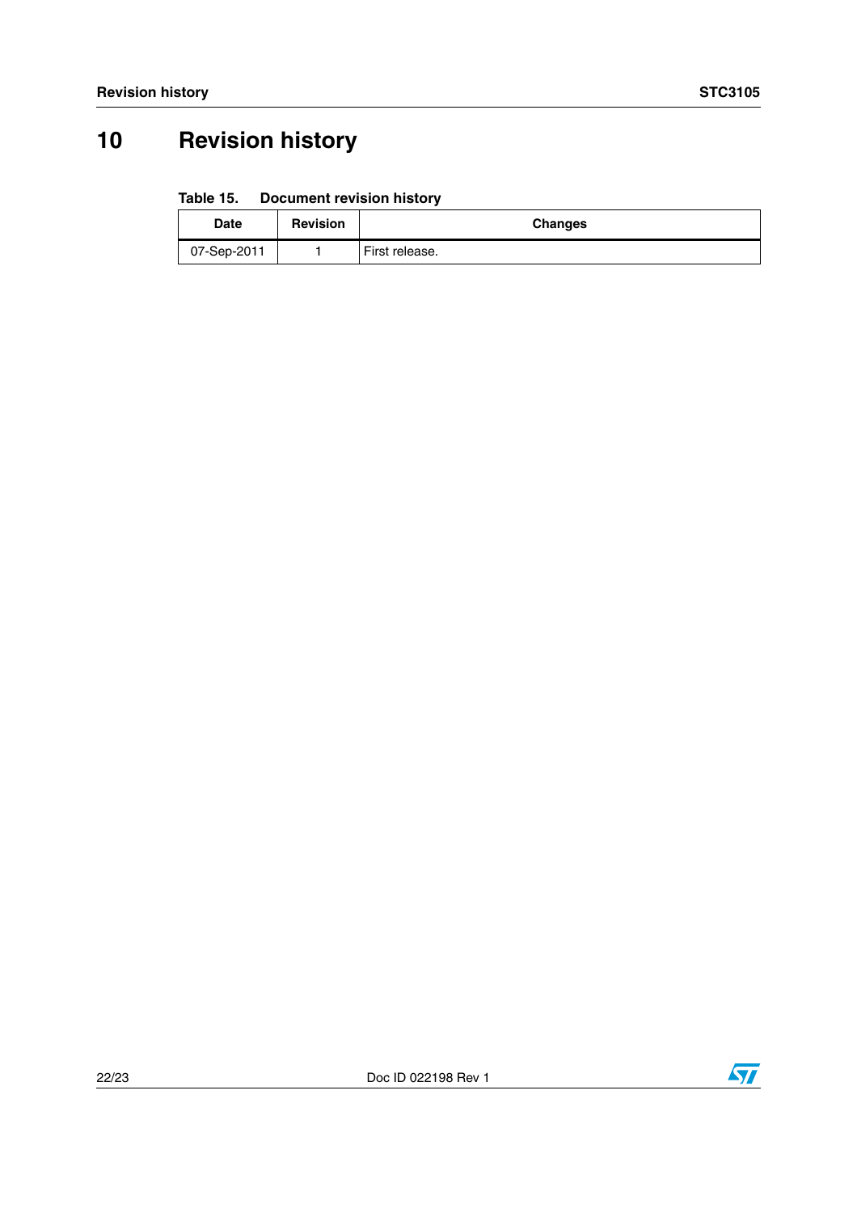# 10 Revision history

Table 15. Document revision history

| Date | Revision | Changes |
|---|---|---|
| 07-Sep-2011 | 1 | First release. |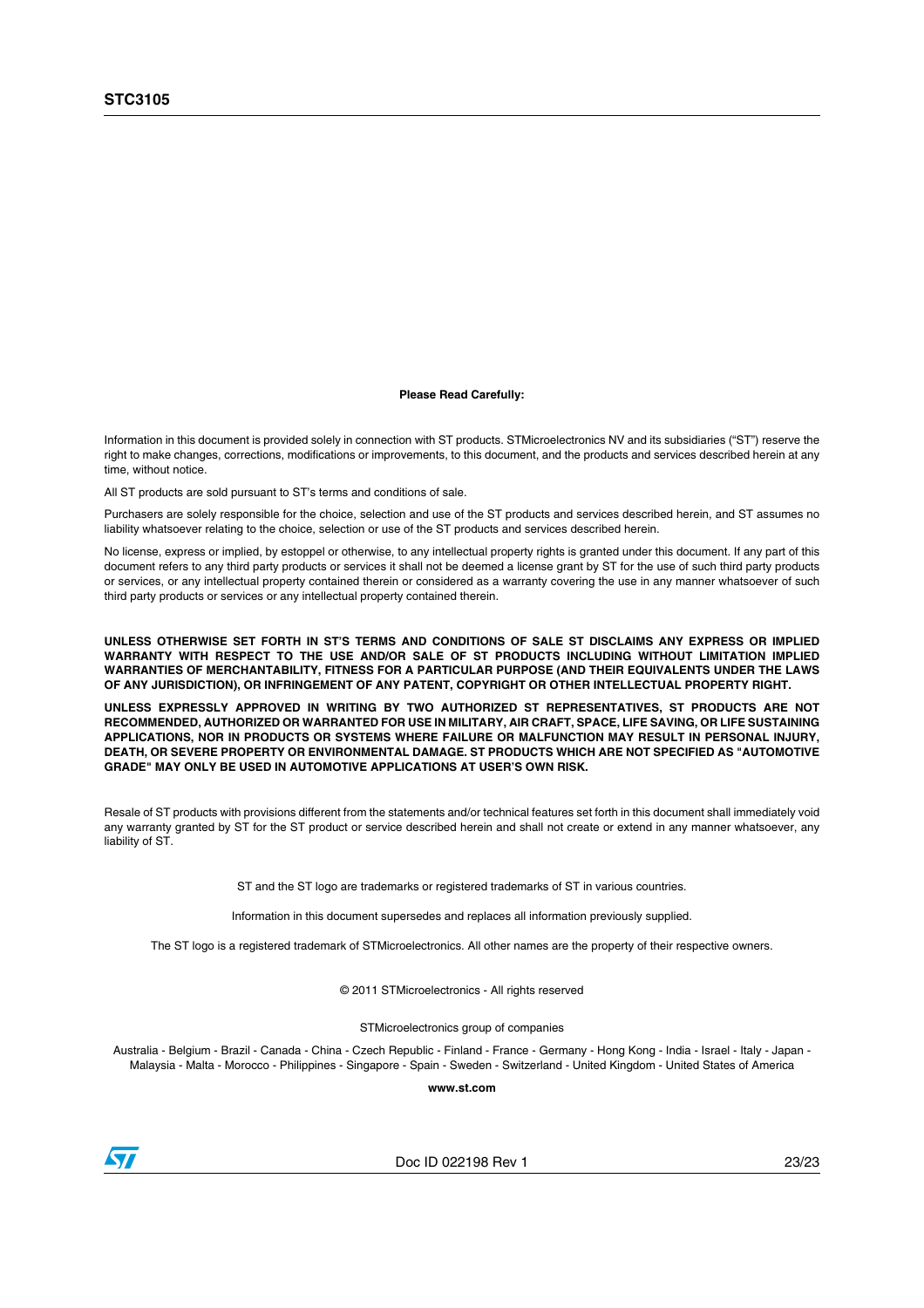**Please Read Carefully:**

Information in this document is provided solely in connection with ST products. STMicroelectronics NV and its subsidiaries ("ST") reserve the right to make changes, corrections, modifications or improvements, to this document, and the products and services described herein at any time, without notice.

All ST products are sold pursuant to ST's terms and conditions of sale.

Purchasers are solely responsible for the choice, selection and use of the ST products and services described herein, and ST assumes no liability whatsoever relating to the choice, selection or use of the ST products and services described herein.

No license, express or implied, by estoppel or otherwise, to any intellectual property rights is granted under this document. If any part of this document refers to any third party products or services it shall not be deemed a license grant by ST for the use of such third party products or services, or any intellectual property contained therein or considered as a warranty covering the use in any manner whatsoever of such third party products or services or any intellectual property contained therein.

**UNLESS OTHERWISE SET FORTH IN ST'S TERMS AND CONDITIONS OF SALE ST DISCLAIMS ANY EXPRESS OR IMPLIED WARRANTY WITH RESPECT TO THE USE AND/OR SALE OF ST PRODUCTS INCLUDING WITHOUT LIMITATION IMPLIED WARRANTIES OF MERCHANTABILITY, FITNESS FOR A PARTICULAR PURPOSE (AND THEIR EQUIVALENTS UNDER THE LAWS OF ANY JURISDICTION), OR INFRINGEMENT OF ANY PATENT, COPYRIGHT OR OTHER INTELLECTUAL PROPERTY RIGHT.**

**UNLESS EXPRESSLY APPROVED IN WRITING BY TWO AUTHORIZED ST REPRESENTATIVES, ST PRODUCTS ARE NOT RECOMMENDED, AUTHORIZED OR WARRANTED FOR USE IN MILITARY, AIR CRAFT, SPACE, LIFE SAVING, OR LIFE SUSTAINING APPLICATIONS, NOR IN PRODUCTS OR SYSTEMS WHERE FAILURE OR MALFUNCTION MAY RESULT IN PERSONAL INJURY, DEATH, OR SEVERE PROPERTY OR ENVIRONMENTAL DAMAGE. ST PRODUCTS WHICH ARE NOT SPECIFIED AS "AUTOMOTIVE GRADE" MAY ONLY BE USED IN AUTOMOTIVE APPLICATIONS AT USER'S OWN RISK.**

Resale of ST products with provisions different from the statements and/or technical features set forth in this document shall immediately void any warranty granted by ST for the ST product or service described herein and shall not create or extend in any manner whatsoever, any liability of ST.

ST and the ST logo are trademarks or registered trademarks of ST in various countries.

Information in this document supersedes and replaces all information previously supplied.

The ST logo is a registered trademark of STMicroelectronics. All other names are the property of their respective owners.

© 2011 STMicroelectronics - All rights reserved

STMicroelectronics group of companies

Australia - Belgium - Brazil - Canada - China - Czech Republic - Finland - France - Germany - Hong Kong - India - Israel - Italy - Japan - Malaysia - Malta - Morocco - Philippines - Singapore - Spain - Sweden - Switzerland - United Kingdom - United States of America

**www.st.com**